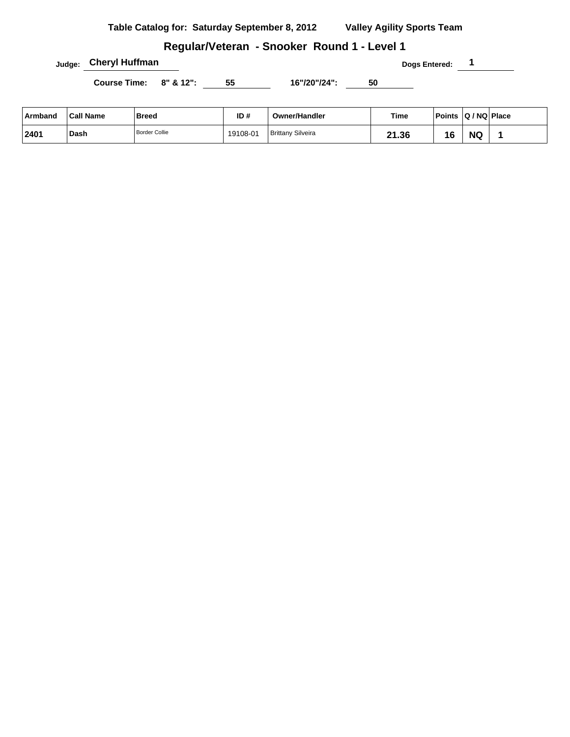**Table Catalog for: Saturday September 8, 2012** **Valley Agility Sports Team**

## Regular/Veteran - Snooker Round 1 - Level 1

**Judge:** Cheryl Huffman **Dogs Entered:** 1

**Course Time:** 8" & 12": 55 16"/20"/24": 50

| Armband | Call Name | Breed | ID # | Owner/Handler | Time | Points | Q / NQ | Place |
|---|---|---|---|---|---|---|---|---|
| 2401 | Dash | Border Collie | 19108-01 | Brittany Silveira | 21.36 | 16 | NQ | 1 |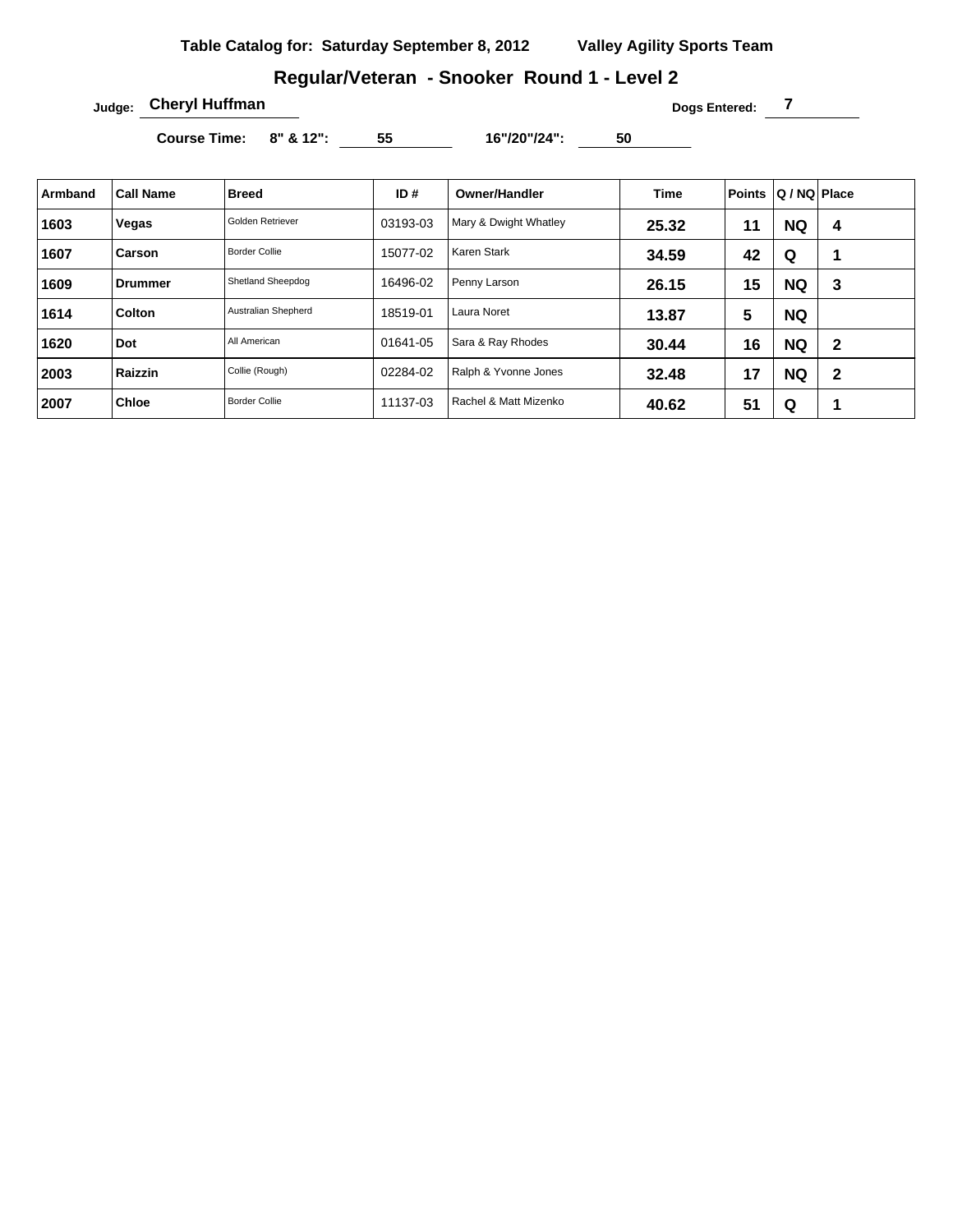**Table Catalog for: Saturday September 8, 2012** **Valley Agility Sports Team**

## Regular/Veteran - Snooker Round 1 - Level 2

**Judge:** Cheryl Huffman **Dogs Entered:** 7

**Course Time:** 8" & 12": 55 16"/20"/24": 50

| Armband | Call Name | Breed | ID # | Owner/Handler | Time | Points | Q / NQ | Place |
|---|---|---|---|---|---|---|---|---|
| 1603 | Vegas | Golden Retriever | 03193-03 | Mary & Dwight Whatley | 25.32 | 11 | NQ | 4 |
| 1607 | Carson | Border Collie | 15077-02 | Karen Stark | 34.59 | 42 | Q | 1 |
| 1609 | Drummer | Shetland Sheepdog | 16496-02 | Penny Larson | 26.15 | 15 | NQ | 3 |
| 1614 | Colton | Australian Shepherd | 18519-01 | Laura Noret | 13.87 | 5 | NQ | |
| 1620 | Dot | All American | 01641-05 | Sara & Ray Rhodes | 30.44 | 16 | NQ | 2 |
| 2003 | Raizzin | Collie (Rough) | 02284-02 | Ralph & Yvonne Jones | 32.48 | 17 | NQ | 2 |
| 2007 | Chloe | Border Collie | 11137-03 | Rachel & Matt Mizenko | 40.62 | 51 | Q | 1 |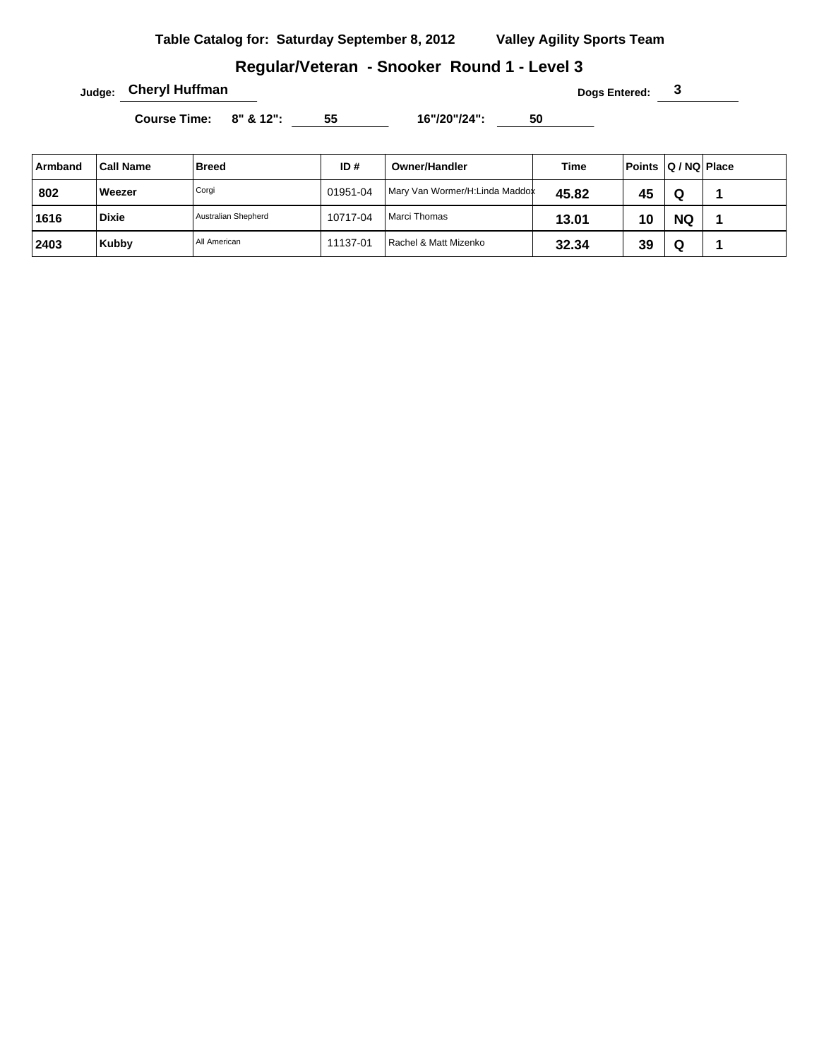**Table Catalog for: Saturday September 8, 2012** **Valley Agility Sports Team**

## Regular/Veteran - Snooker Round 1 - Level 3

**Judge:** Cheryl Huffman **Dogs Entered:** 3

**Course Time:** 8" & 12": 55 16"/20"/24": 50

| Armband | Call Name | Breed | ID # | Owner/Handler | Time | Points | Q / NQ | Place |
|---|---|---|---|---|---|---|---|---|
| 802 | Weezer | Corgi | 01951-04 | Mary Van Wormer/H:Linda Maddox | 45.82 | 45 | Q | 1 |
| 1616 | Dixie | Australian Shepherd | 10717-04 | Marci Thomas | 13.01 | 10 | NQ | 1 |
| 2403 | Kubby | All American | 11137-01 | Rachel & Matt Mizenko | 32.34 | 39 | Q | 1 |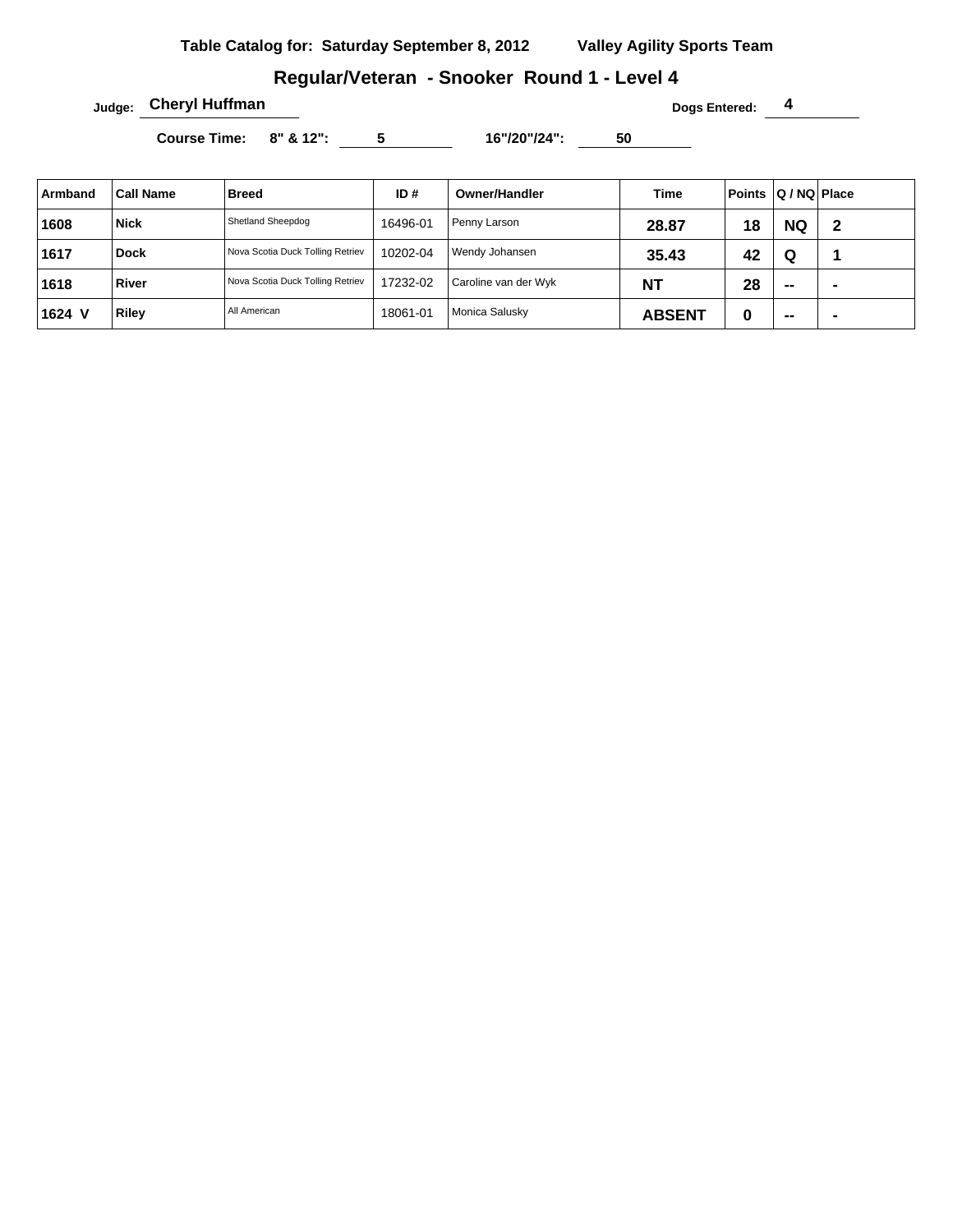**Table Catalog for: Saturday September 8, 2012** **Valley Agility Sports Team**

## Regular/Veteran - Snooker Round 1 - Level 4

**Judge:** Cheryl Huffman **Dogs Entered:** 4

**Course Time: 8" & 12":** 5 **16"/20"/24":** 50

| Armband | Call Name | Breed | ID # | Owner/Handler | Time | Points | Q / NQ | Place |
|---|---|---|---|---|---|---|---|---|
| 1608 | Nick | Shetland Sheepdog | 16496-01 | Penny Larson | 28.87 | 18 | NQ | 2 |
| 1617 | Dock | Nova Scotia Duck Tolling Retriev | 10202-04 | Wendy Johansen | 35.43 | 42 | Q | 1 |
| 1618 | River | Nova Scotia Duck Tolling Retriev | 17232-02 | Caroline van der Wyk | NT | 28 | -- | - |
| 1624 V | Riley | All American | 18061-01 | Monica Salusky | ABSENT | 0 | -- | - |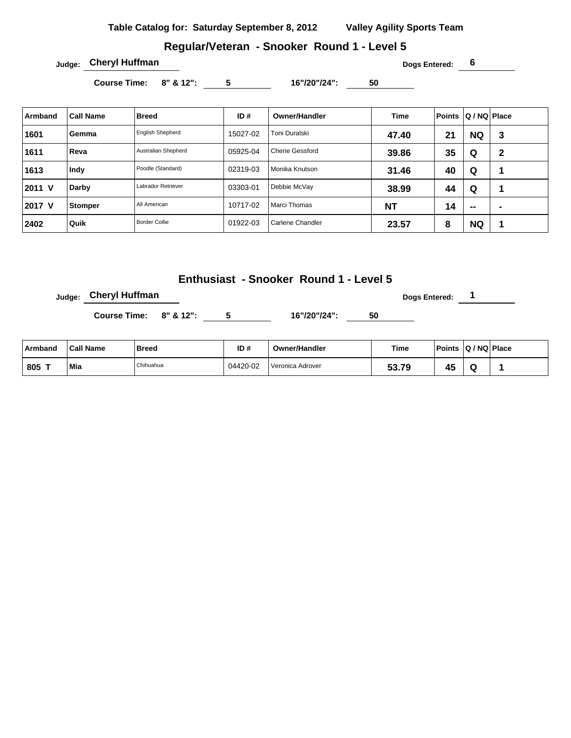**Table Catalog for: Saturday September 8, 2012** **Valley Agility Sports Team**

## Regular/Veteran - Snooker Round 1 - Level 5

**Judge:** Cheryl Huffman **Dogs Entered:** 6

**Course Time:** 8" & 12": 5 16"/20"/24": 50

| Armband | Call Name | Breed | ID # | Owner/Handler | Time | Points | Q / NQ | Place |
|---|---|---|---|---|---|---|---|---|
| 1601 | Gemma | English Shepherd | 15027-02 | Toni Duralski | 47.40 | 21 | NQ | 3 |
| 1611 | Reva | Australian Shepherd | 05925-04 | Cherie Gessford | 39.86 | 35 | Q | 2 |
| 1613 | Indy | Poodle (Standard) | 02319-03 | Monika Knutson | 31.46 | 40 | Q | 1 |
| 2011 V | Darby | Labrador Retriever | 03303-01 | Debbie McVay | 38.99 | 44 | Q | 1 |
| 2017 V | Stomper | All American | 10717-02 | Marci Thomas | NT | 14 | -- | - |
| 2402 | Quik | Border Collie | 01922-03 | Carlene Chandler | 23.57 | 8 | NQ | 1 |

## Enthusiast - Snooker Round 1 - Level 5

**Judge:** Cheryl Huffman **Dogs Entered:** 1

**Course Time:** 8" & 12": 5 16"/20"/24": 50

| Armband | Call Name | Breed | ID # | Owner/Handler | Time | Points | Q / NQ | Place |
|---|---|---|---|---|---|---|---|---|
| 805 T | Mia | Chihuahua | 04420-02 | Veronica Adrover | 53.79 | 45 | Q | 1 |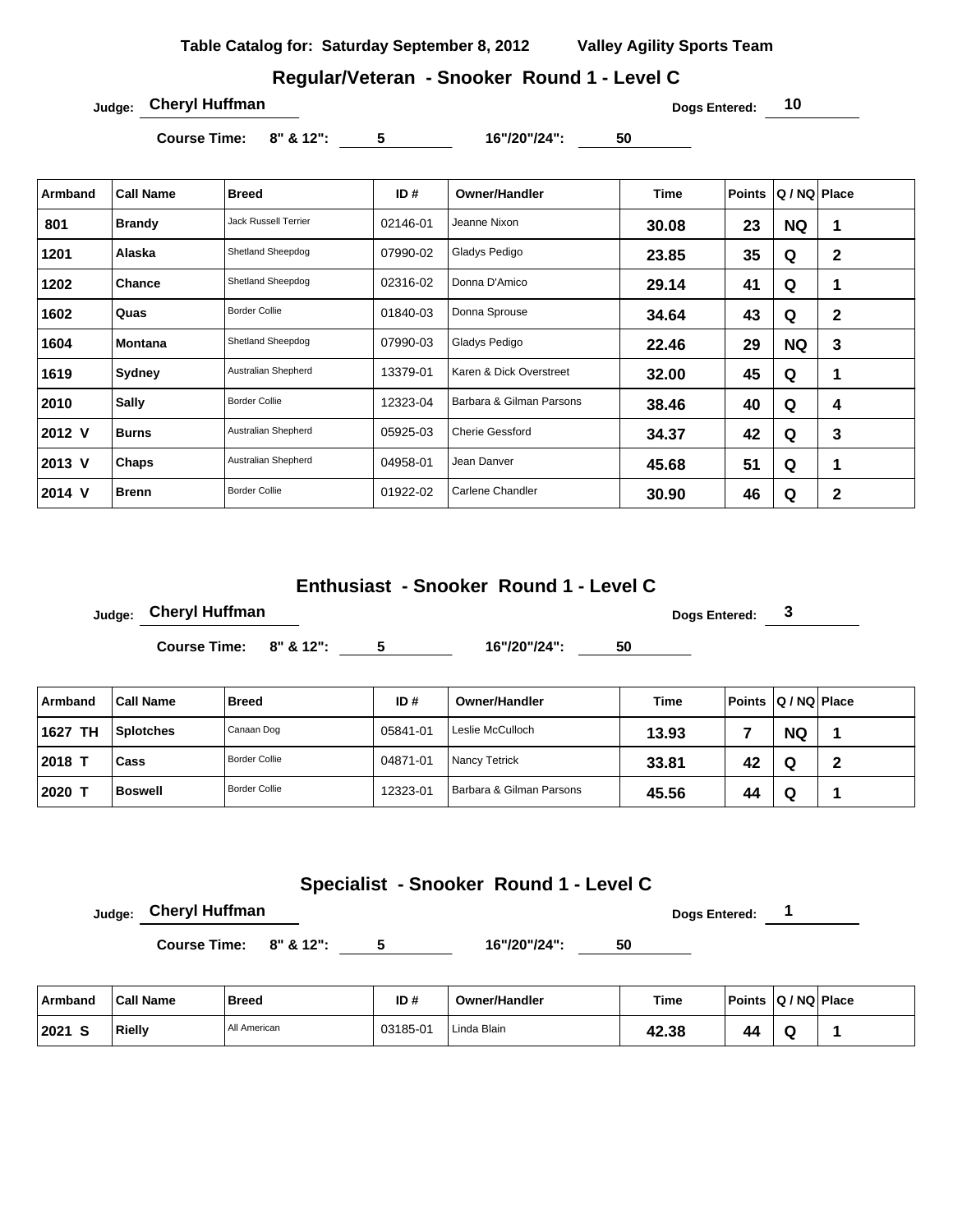Table Catalog for: Saturday September 8, 2012 Valley Agility Sports Team

## Regular/Veteran - Snooker Round 1 - Level C

Judge: Cheryl Huffman Dogs Entered: 10

Course Time: 8" & 12": 5 16"/20"/24": 50

| Armband | Call Name | Breed | ID # | Owner/Handler | Time | Points | Q / NQ | Place |
|---|---|---|---|---|---|---|---|---|
| 801 | Brandy | Jack Russell Terrier | 02146-01 | Jeanne Nixon | 30.08 | 23 | NQ | 1 |
| 1201 | Alaska | Shetland Sheepdog | 07990-02 | Gladys Pedigo | 23.85 | 35 | Q | 2 |
| 1202 | Chance | Shetland Sheepdog | 02316-02 | Donna D'Amico | 29.14 | 41 | Q | 1 |
| 1602 | Quas | Border Collie | 01840-03 | Donna Sprouse | 34.64 | 43 | Q | 2 |
| 1604 | Montana | Shetland Sheepdog | 07990-03 | Gladys Pedigo | 22.46 | 29 | NQ | 3 |
| 1619 | Sydney | Australian Shepherd | 13379-01 | Karen & Dick Overstreet | 32.00 | 45 | Q | 1 |
| 2010 | Sally | Border Collie | 12323-04 | Barbara & Gilman Parsons | 38.46 | 40 | Q | 4 |
| 2012 V | Burns | Australian Shepherd | 05925-03 | Cherie Gessford | 34.37 | 42 | Q | 3 |
| 2013 V | Chaps | Australian Shepherd | 04958-01 | Jean Danver | 45.68 | 51 | Q | 1 |
| 2014 V | Brenn | Border Collie | 01922-02 | Carlene Chandler | 30.90 | 46 | Q | 2 |

## Enthusiast - Snooker Round 1 - Level C

Judge: Cheryl Huffman Dogs Entered: 3

Course Time: 8" & 12": 5 16"/20"/24": 50

| Armband | Call Name | Breed | ID # | Owner/Handler | Time | Points | Q / NQ | Place |
|---|---|---|---|---|---|---|---|---|
| 1627 TH | Splotches | Canaan Dog | 05841-01 | Leslie McCulloch | 13.93 | 7 | NQ | 1 |
| 2018 T | Cass | Border Collie | 04871-01 | Nancy Tetrick | 33.81 | 42 | Q | 2 |
| 2020 T | Boswell | Border Collie | 12323-01 | Barbara & Gilman Parsons | 45.56 | 44 | Q | 1 |

## Specialist - Snooker Round 1 - Level C

Judge: Cheryl Huffman Dogs Entered: 1

Course Time: 8" & 12": 5 16"/20"/24": 50

| Armband | Call Name | Breed | ID # | Owner/Handler | Time | Points | Q / NQ | Place |
|---|---|---|---|---|---|---|---|---|
| 2021 S | Rielly | All American | 03185-01 | Linda Blain | 42.38 | 44 | Q | 1 |